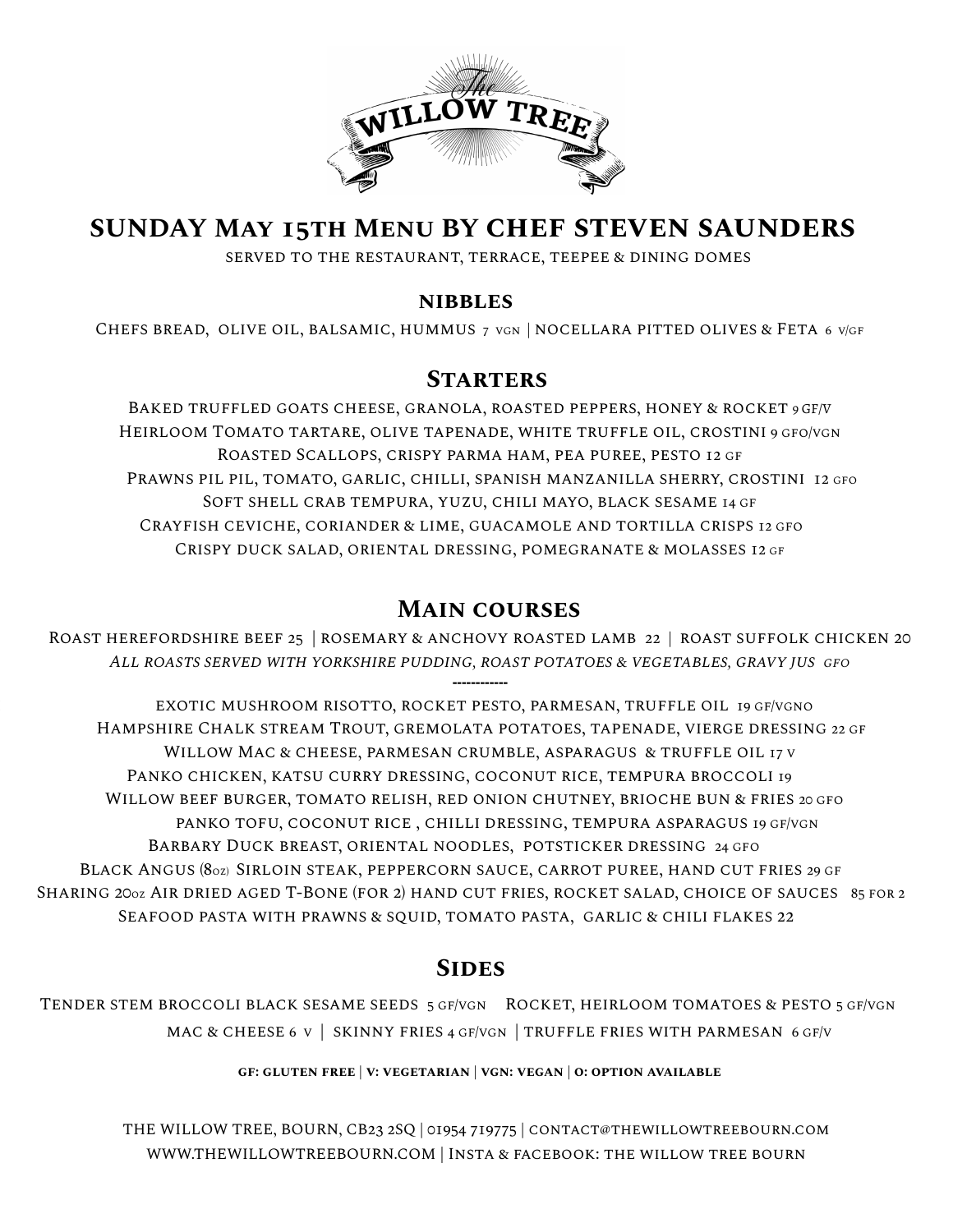The Willow Tree

# SUNDAY May 15th Menu BY CHEF STEVEN SAUNDERS

served to the restaurant, terrace, teepee & dining domes

## nibbles

Chefs bread, olive oil, balsamic, hummus 7 vgn | nocellara pitted olives & Feta 6 v/gf

## Starters

Baked truffled goats cheese, granola, roasted peppers, honey & rocket 9 gf/v

Heirloom Tomato tartare, olive tapenade, white truffle oil, crostini 9 gfo/vgn

Roasted Scallops, crispy parma ham, pea puree, pesto 12 gf

Prawns pil pil, tomato, garlic, chilli, spanish manzanilla sherry, crostini 12 gfo

Soft shell crab tempura, yuzu, chili mayo, black sesame 14 gf

Crayfish ceviche, coriander & lime, guacamole and tortilla crisps 12 gfo

Crispy duck salad, oriental dressing, pomegranate & molasses 12 gf

## Main courses

Roast herefordshire beef 25 | rosemary & anchovy roasted lamb 22 | roast suffolk chicken 20

*All roasts served with yorkshire pudding, roast potatoes & vegetables, gravy jus gfo*

------------

exotic mushroom risotto, rocket pesto, parmesan, truffle oil 19 gf/vgno

Hampshire Chalk stream Trout, gremolata potatoes, tapenade, vierge dressing 22 gf

Willow Mac & cheese, parmesan crumble, asparagus & truffle oil 17 v

Panko chicken, katsu curry dressing, coconut rice, tempura broccoli 19

Willow beef burger, tomato relish, red onion chutney, brioche bun & fries 20 gfo

panko tofu, coconut rice , chilli dressing, tempura asparagus 19 gf/vgn

Barbary Duck breast, oriental noodles, potsticker dressing 24 gfo

Black Angus (8oz) Sirloin steak, peppercorn sauce, carrot puree, hand cut fries 29 gf

Sharing 20oz Air dried aged T-Bone (for 2) hand cut fries, rocket salad, choice of sauces 85 for 2

Seafood pasta with prawns & squid, tomato pasta, garlic & chili flakes 22

## Sides

Tender stem broccoli black sesame seeds 5 gf/vgn Rocket, heirloom tomatoes & pesto 5 gf/vgn

mac & cheese 6 v | skinny fries 4 gf/vgn | truffle fries with parmesan 6 gf/v

**GF: GLUTEN FREE | V: VEGETARIAN | VGN: VEGAN | O: OPTION AVAILABLE**

THE WILLOW TREE, BOURN, CB23 2SQ | 01954 719775 | contact@thewillowtreebourn.com

www.thewillowtreebourn.com | Insta & facebook: the willow tree bourn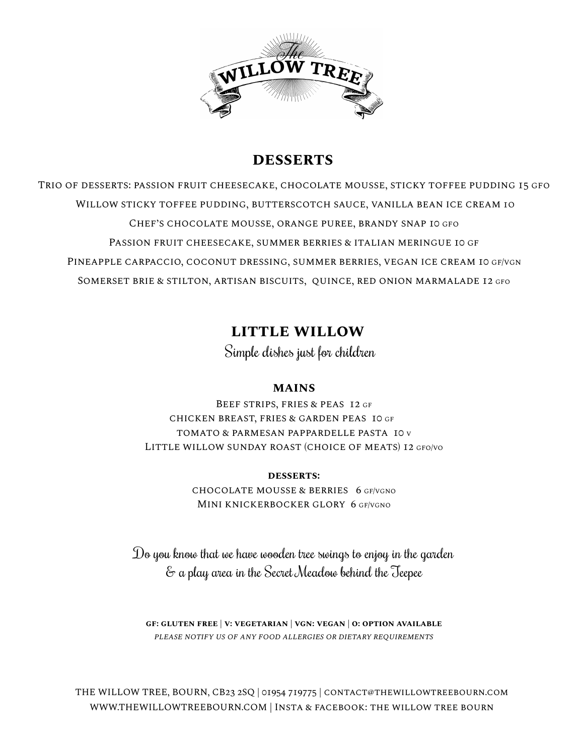# DESSERTS

Trio of desserts: passion fruit cheesecake, chocolate mousse, sticky toffee pudding 15 gfo

Willow sticky toffee pudding, butterscotch sauce, vanilla bean ice cream 10

Chef's chocolate mousse, orange puree, brandy snap 10 gfo

Passion fruit cheesecake, summer berries & italian meringue 10 gf

Pineapple carpaccio, coconut dressing, summer berries, vegan ice cream 10 gf/vgn

Somerset brie & stilton, artisan biscuits, quince, red onion marmalade 12 gfo

# LITTLE WILLOW

*Simple dishes just for children*

## MAINS

Beef strips, fries & peas 12 gf

chicken breast, fries & garden peas 10 gf

tomato & parmesan pappardelle pasta 10 v

Little willow sunday roast (choice of meats) 12 gfo/vo

### DESSERTS:

chocolate mousse & berries 6 gf/vgno

Mini knickerbocker glory 6 gf/vgno

*Do you know that we have wooden tree swings to enjoy in the garden & a play area in the Secret Meadow behind the Teepee*

**GF: GLUTEN FREE | V: VEGETARIAN | VGN: VEGAN | O: OPTION AVAILABLE**

*PLEASE NOTIFY US OF ANY FOOD ALLERGIES OR DIETARY REQUIREMENTS*

THE WILLOW TREE, BOURN, CB23 2SQ | 01954 719775 | contact@thewillowtreebourn.com

www.thewillowtreebourn.com | Insta & facebook: the willow tree bourn